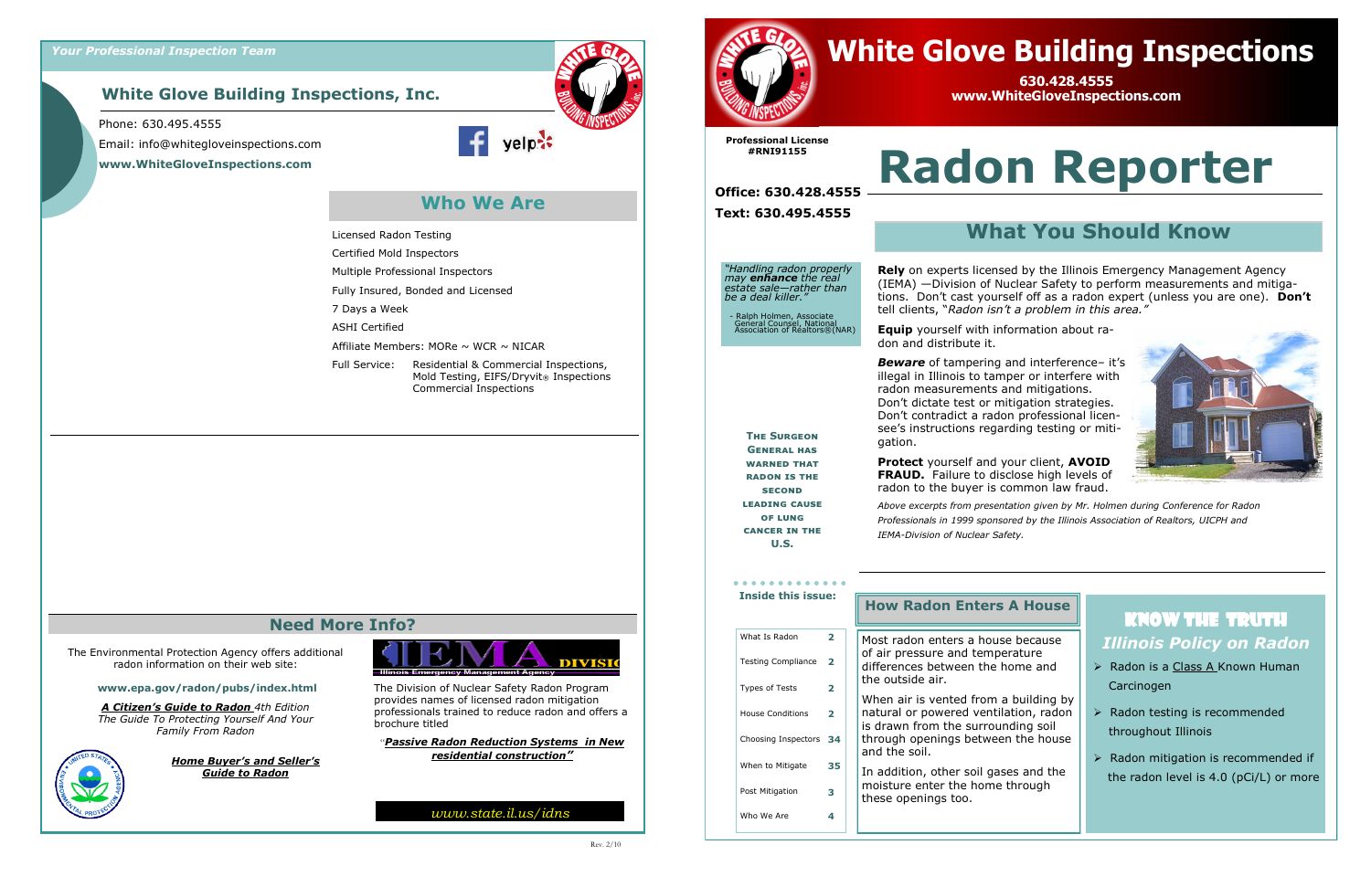*Your Professional Inspection Team*

## White Glove Building Inspections, Inc.

Phone: 630.495.4555

Email: info@whitegloveinspections.com

**www.WhiteGloveInspections.com**

## Who We Are

Licensed Radon Testing

Certified Mold Inspectors

Multiple Professional Inspectors

Fully Insured, Bonded and Licensed

7 Days a Week

ASHI Certified

Affiliate Members: MORe ~ WCR ~ NICAR

Full Service: Residential & Commercial Inspections, Mold Testing, EIFS/Dryvit® Inspections Commercial Inspections

## Need More Info?

The Environmental Protection Agency offers additional radon information on their web site:

**www.epa.gov/radon/pubs/index.html**

***A Citizen's Guide to Radon*** *4th Edition The Guide To Protecting Yourself And Your Family From Radon*

***Home Buyer's and Seller's Guide to Radon***

The Division of Nuclear Safety Radon Program provides names of licensed radon mitigation professionals trained to reduce radon and offers a brochure titled

"***Passive Radon Reduction Systems in New residential construction"***

*www.state.il.us/idns*

Rev. 2/10

# White Glove Building Inspections

**630.428.4555**
**www.WhiteGloveInspections.com**

**Professional License #RNI91155**

**Office: 630.428.4555**

**Text: 630.495.4555**

# Radon Reporter

## What You Should Know

*"Handling radon properly may **enhance** the real estate sale—rather than be a deal killer."*

- Ralph Holmen, Associate General Counsel, National Association of Realtors®(NAR)

**The Surgeon General has warned that radon is the second leading cause of lung cancer in the U.S.**

**Rely** on experts licensed by the Illinois Emergency Management Agency (IEMA) —Division of Nuclear Safety to perform measurements and mitigations. Don't cast yourself off as a radon expert (unless you are one). **Don't** tell clients, "*Radon isn't a problem in this area."*

**Equip** yourself with information about radon and distribute it.

***Beware*** of tampering and interference– it's illegal in Illinois to tamper or interfere with radon measurements and mitigations. Don't dictate test or mitigation strategies. Don't contradict a radon professional licensee's instructions regarding testing or mitigation.

**Protect** yourself and your client, **AVOID FRAUD.** Failure to disclose high levels of radon to the buyer is common law fraud.

*Above excerpts from presentation given by Mr. Holmen during Conference for Radon Professionals in 1999 sponsored by the Illinois Association of Realtors, UICPH and IEMA-Division of Nuclear Safety.*

**Inside this issue:**

| | |
|---|---|
| What Is Radon | 2 |
| Testing Compliance | 2 |
| Types of Tests | 2 |
| House Conditions | 2 |
| Choosing Inspectors | 34 |
| When to Mitigate | 35 |
| Post Mitigation | 3 |
| Who We Are | 4 |

## How Radon Enters A House

Most radon enters a house because of air pressure and temperature differences between the home and the outside air.

When air is vented from a building by natural or powered ventilation, radon is drawn from the surrounding soil through openings between the house and the soil.

In addition, other soil gases and the moisture enter the home through these openings too.

## Know The Truth

### *Illinois Policy on Radon*

- Radon is a Class A Known Human Carcinogen
- Radon testing is recommended throughout Illinois
- Radon mitigation is recommended if the radon level is 4.0 (pCi/L) or more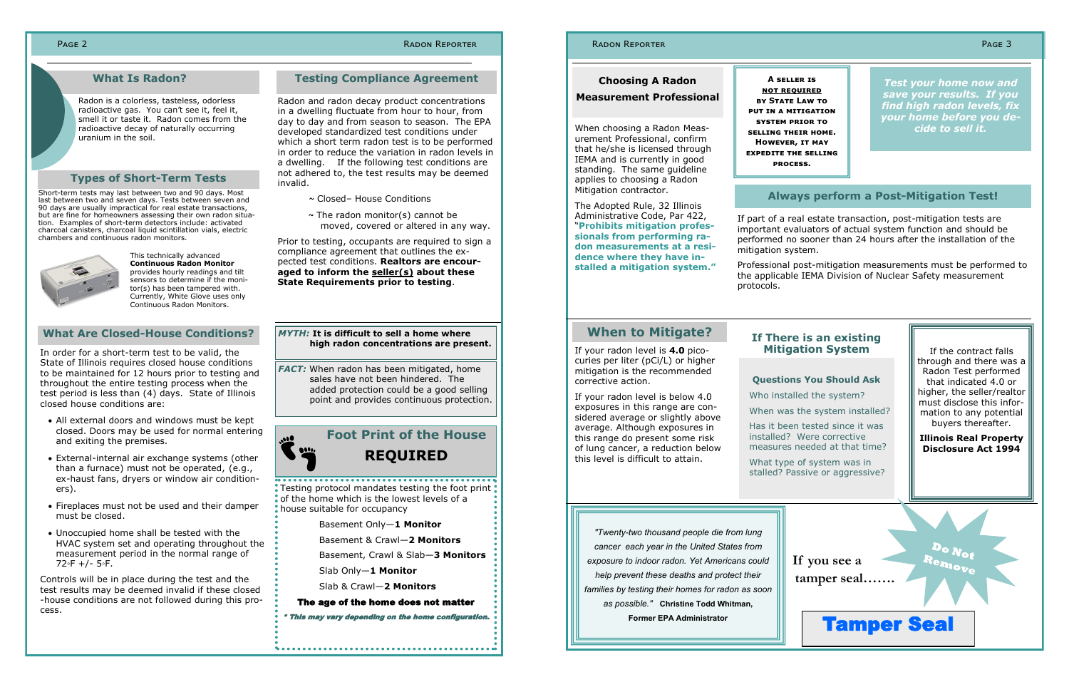## What Is Radon?

Radon is a colorless, tasteless, odorless radioactive gas. You can't see it, feel it, smell it or taste it. Radon comes from the radioactive decay of naturally occurring uranium in the soil.

## Types of Short-Term Tests

Short-term tests may last between two and 90 days. Most last between two and seven days. Tests between seven and 90 days are usually impractical for real estate transactions, but are fine for homeowners assessing their own radon situation. Examples of short-term detectors include: activated charcoal canisters, charcoal liquid scintillation vials, electric chambers and continuous radon monitors.

This technically advanced **Continuous Radon Monitor** provides hourly readings and tilt sensors to determine if the monitor(s) has been tampered with. Currently, White Glove uses only Continuous Radon Monitors.

## What Are Closed-House Conditions?

In order for a short-term test to be valid, the State of Illinois requires closed house conditions to be maintained for 12 hours prior to testing and throughout the entire testing process when the test period is less than (4) days. State of Illinois closed house conditions are:

- All external doors and windows must be kept closed. Doors may be used for normal entering and exiting the premises.
- External-internal air exchange systems (other than a furnace) must not be operated, (e.g., ex-haust fans, dryers or window air conditioners).
- Fireplaces must not be used and their damper must be closed.
- Unoccupied home shall be tested with the HVAC system set and operating throughout the measurement period in the normal range of 72°F +/- 5°F.

Controls will be in place during the test and the test results may be deemed invalid if these closed -house conditions are not followed during this process.

## Testing Compliance Agreement

Radon and radon decay product concentrations in a dwelling fluctuate from hour to hour, from day to day and from season to season. The EPA developed standardized test conditions under which a short term radon test is to be performed in order to reduce the variation in radon levels in a dwelling. If the following test conditions are not adhered to, the test results may be deemed invalid.

~ Closed– House Conditions

~ The radon monitor(s) cannot be moved, covered or altered in any way.

Prior to testing, occupants are required to sign a compliance agreement that outlines the expected test conditions. **Realtors are encouraged to inform the seller(s) about these State Requirements prior to testing**.

***MYTH:*** **It is difficult to sell a home where high radon concentrations are present.**

***FACT:*** When radon has been mitigated, home sales have not been hindered. The added protection could be a good selling point and provides continuous protection.

## Foot Print of the House REQUIRED

Testing protocol mandates testing the foot print of the home which is the lowest levels of a house suitable for occupancy

Basement Only—**1 Monitor**

Basement & Crawl—**2 Monitors**

Basement, Crawl & Slab—**3 Monitors**

Slab Only—**1 Monitor**

Slab & Crawl—**2 Monitors**

**The age of the home does not matter**

***\* This may vary depending on the home configuration.***

## Choosing A Radon Measurement Professional

When choosing a Radon Measurement Professional, confirm that he/she is licensed through IEMA and is currently in good standing. The same guideline applies to choosing a Radon Mitigation contractor.

The Adopted Rule, 32 Illinois Administrative Code, Par 422, "**Prohibits mitigation professionals from performing radon measurements at a residence where they have installed a mitigation system.**"

**A seller is NOT REQUIRED by State Law to put in a mitigation system prior to selling their home. However, it may expedite the selling process.**

***Test your home now and save your results. If you find high radon levels, fix your home before you decide to sell it.***

## Always perform a Post-Mitigation Test!

If part of a real estate transaction, post-mitigation tests are important evaluators of actual system function and should be performed no sooner than 24 hours after the installation of the mitigation system.

Professional post-mitigation measurements must be performed to the applicable IEMA Division of Nuclear Safety measurement protocols.

## When to Mitigate?

If your radon level is **4.0** pico-curies per liter (pCi/L) or higher mitigation is the recommended corrective action.

If your radon level is below 4.0 exposures in this range are considered average or slightly above average. Although exposures in this range do present some risk of lung cancer, a reduction below this level is difficult to attain.

## If There is an existing Mitigation System

### Questions You Should Ask

Who installed the system?

When was the system installed?

Has it been tested since it was installed? Were corrective measures needed at that time?

What type of system was in stalled? Passive or aggressive?

If the contract falls through and there was a Radon Test performed that indicated 4.0 or higher, the seller/realtor must disclose this information to any potential buyers thereafter.

**Illinois Real Property Disclosure Act 1994**

*"Twenty-two thousand people die from lung cancer each year in the United States from exposure to indoor radon. Yet Americans could help prevent these deaths and protect their families by testing their homes for radon as soon as possible."* **Christine Todd Whitman, Former EPA Administrator**

If you see a tamper seal…….

Do Not Remove

**Tamper Seal**